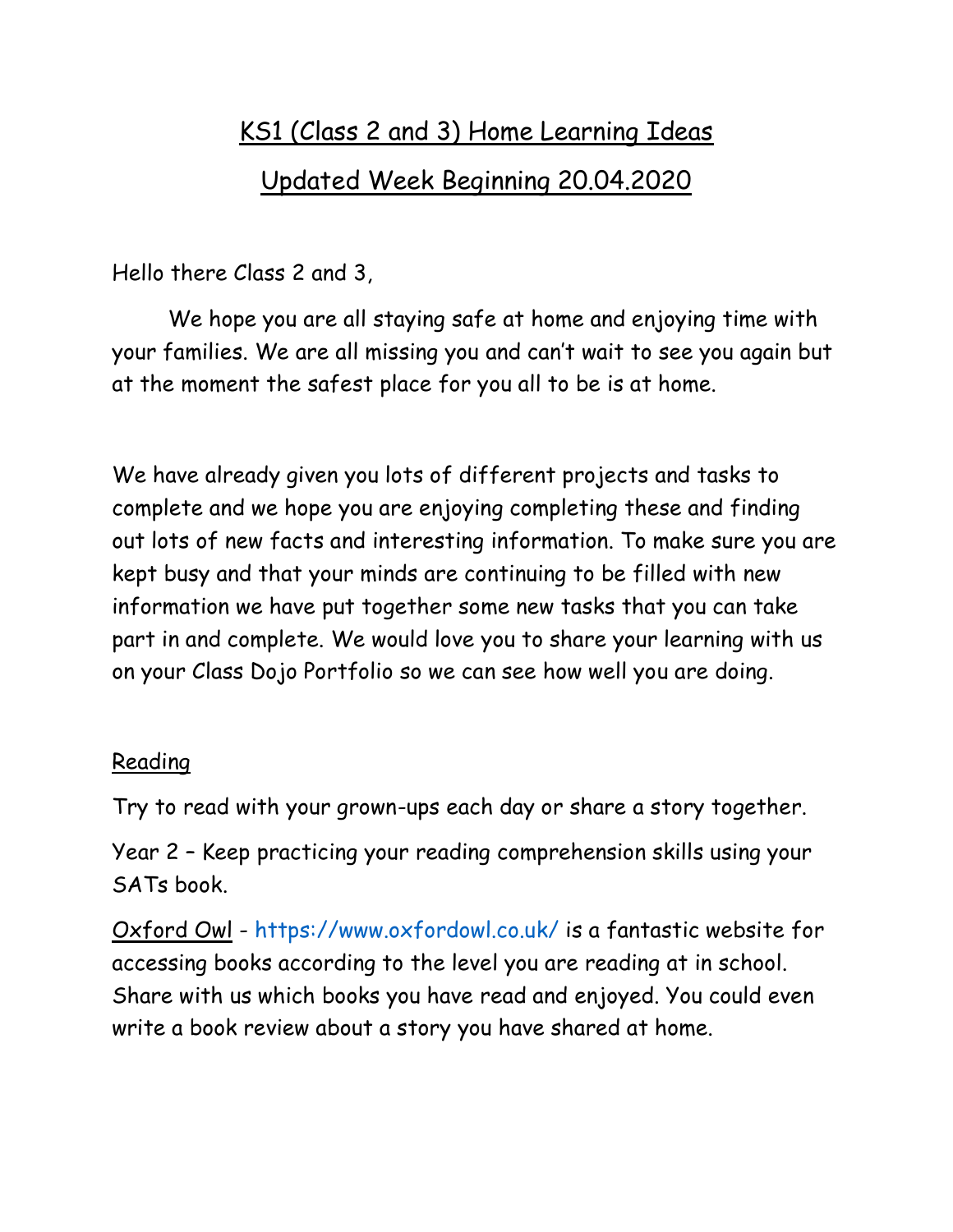# KS1 (Class 2 and 3) Home Learning Ideas

## Updated Week Beginning 20.04.2020

Hello there Class 2 and 3,

We hope you are all staying safe at home and enjoying time with your families. We are all missing you and can't wait to see you again but at the moment the safest place for you all to be is at home.

We have already given you lots of different projects and tasks to complete and we hope you are enjoying completing these and finding out lots of new facts and interesting information. To make sure you are kept busy and that your minds are continuing to be filled with new information we have put together some new tasks that you can take part in and complete. We would love you to share your learning with us on your Class Dojo Portfolio so we can see how well you are doing.

### Reading

Try to read with your grown-ups each day or share a story together.

Year 2 – Keep practicing your reading comprehension skills using your SATs book.

Oxford Owl - https://www.oxfordowl.co.uk/ is a fantastic website for accessing books according to the level you are reading at in school. Share with us which books you have read and enjoyed. You could even write a book review about a story you have shared at home.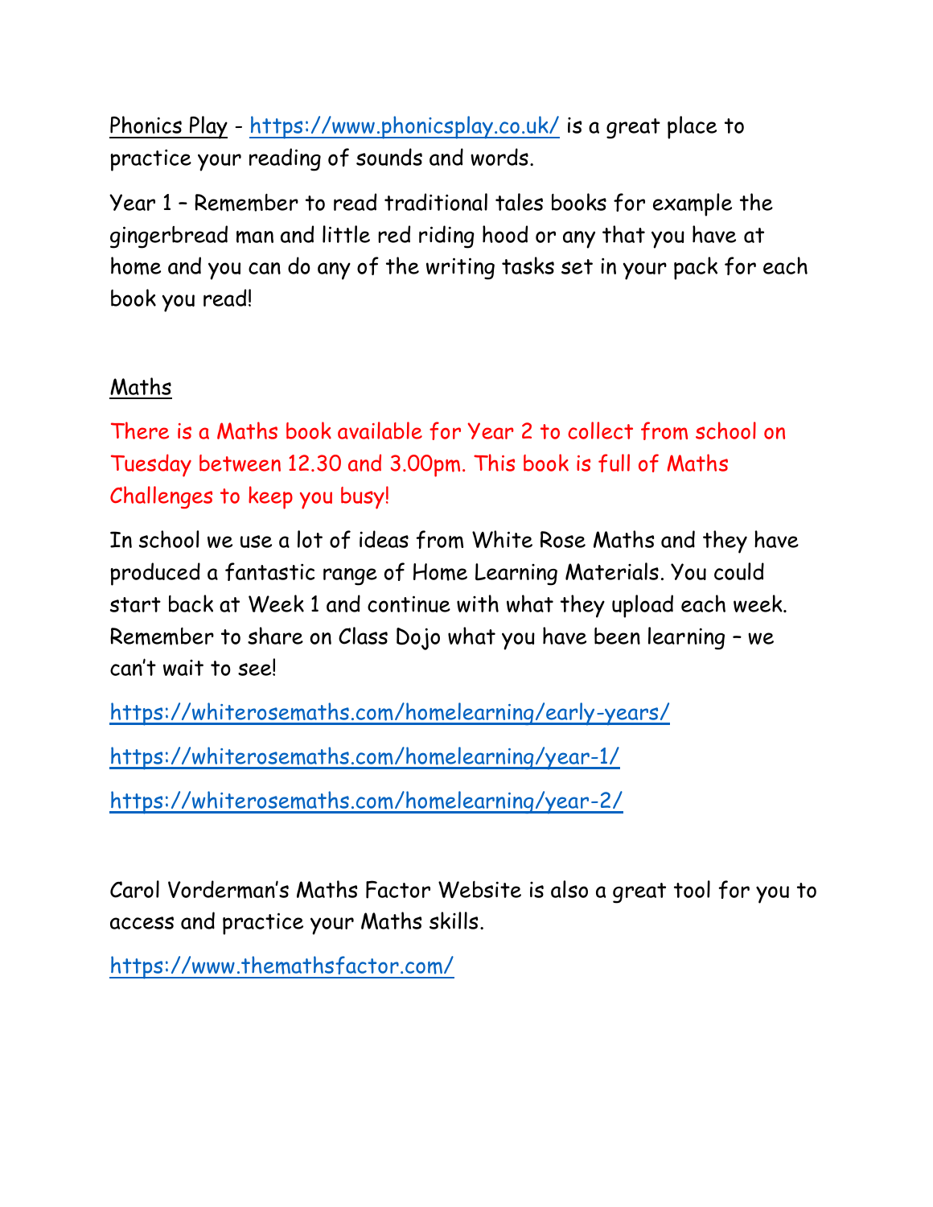Phonics Play - https://www.phonicsplay.co.uk/ is a great place to practice your reading of sounds and words.

Year 1 – Remember to read traditional tales books for example the gingerbread man and little red riding hood or any that you have at home and you can do any of the writing tasks set in your pack for each book you read!

Maths

There is a Maths book available for Year 2 to collect from school on Tuesday between 12.30 and 3.00pm. This book is full of Maths Challenges to keep you busy!

In school we use a lot of ideas from White Rose Maths and they have produced a fantastic range of Home Learning Materials. You could start back at Week 1 and continue with what they upload each week. Remember to share on Class Dojo what you have been learning – we can't wait to see!

https://whiterosemaths.com/homelearning/early-years/

https://whiterosemaths.com/homelearning/year-1/

https://whiterosemaths.com/homelearning/year-2/

Carol Vorderman's Maths Factor Website is also a great tool for you to access and practice your Maths skills.

https://www.themathsfactor.com/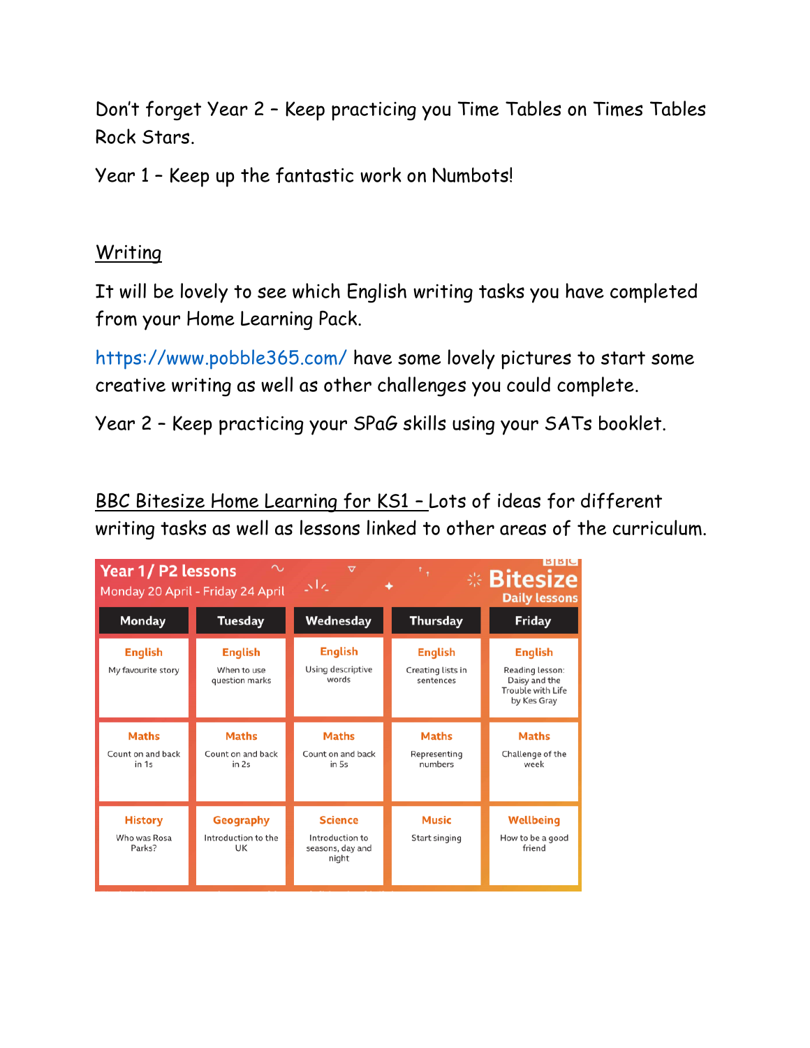Don't forget Year 2 – Keep practicing you Time Tables on Times Tables Rock Stars.

Year 1 – Keep up the fantastic work on Numbots!

## Writing

It will be lovely to see which English writing tasks you have completed from your Home Learning Pack.

https://www.pobble365.com/ have some lovely pictures to start some creative writing as well as other challenges you could complete.

Year 2 – Keep practicing your SPaG skills using your SATs booklet.

BBC Bitesize Home Learning for KS1 – Lots of ideas for different writing tasks as well as lessons linked to other areas of the curriculum.

**Year 1 / P2 lessons** Monday 20 April - Friday 24 April — BBC Bitesize Daily lessons

| Monday | Tuesday | Wednesday | Thursday | Friday |
|---|---|---|---|---|
| **English** My favourite story | **English** When to use question marks | **English** Using descriptive words | **English** Creating lists in sentences | **English** Reading lesson: Daisy and the Trouble with Life by Kes Gray |
| **Maths** Count on and back in 1s | **Maths** Count on and back in 2s | **Maths** Count on and back in 5s | **Maths** Representing numbers | **Maths** Challenge of the week |
| **History** Who was Rosa Parks? | **Geography** Introduction to the UK | **Science** Introduction to seasons, day and night | **Music** Start singing | **Wellbeing** How to be a good friend |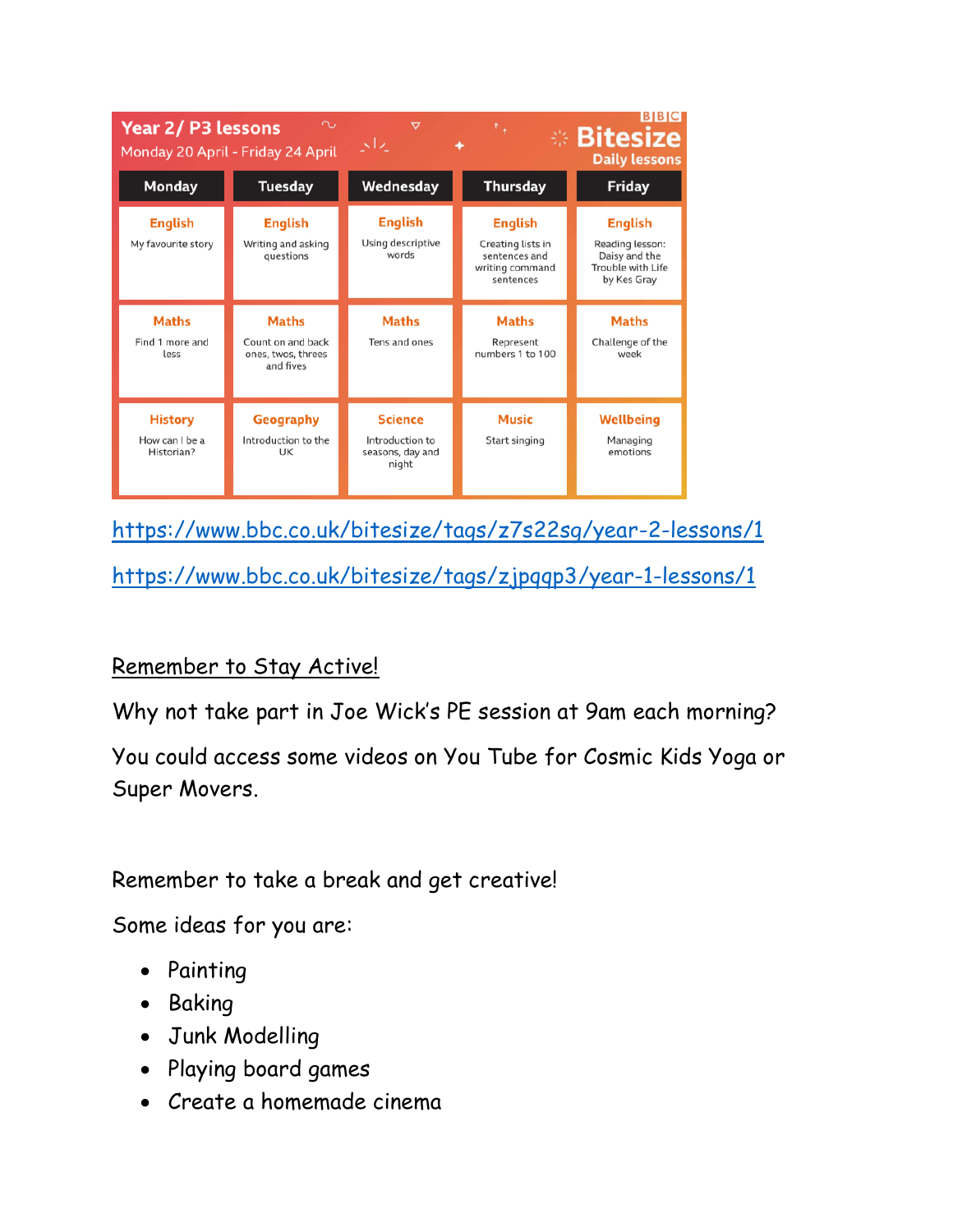**Year 2/ P3 lessons**
Monday 20 April - Friday 24 April

**BBC Bitesize Daily lessons**

| Monday | Tuesday | Wednesday | Thursday | Friday |
|---|---|---|---|---|
| **English** My favourite story | **English** Writing and asking questions | **English** Using descriptive words | **English** Creating lists in sentences and writing command sentences | **English** Reading lesson: Daisy and the Trouble with Life by Kes Gray |
| **Maths** Find 1 more and less | **Maths** Count on and back ones, twos, threes and fives | **Maths** Tens and ones | **Maths** Represent numbers 1 to 100 | **Maths** Challenge of the week |
| **History** How can I be a Historian? | **Geography** Introduction to the UK | **Science** Introduction to seasons, day and night | **Music** Start singing | **Wellbeing** Managing emotions |

https://www.bbc.co.uk/bitesize/tags/z7s22sg/year-2-lessons/1

https://www.bbc.co.uk/bitesize/tags/zjpqqp3/year-1-lessons/1

<u>Remember to Stay Active!</u>

Why not take part in Joe Wick's PE session at 9am each morning?

You could access some videos on You Tube for Cosmic Kids Yoga or Super Movers.

Remember to take a break and get creative!

Some ideas for you are:

- Painting
- Baking
- Junk Modelling
- Playing board games
- Create a homemade cinema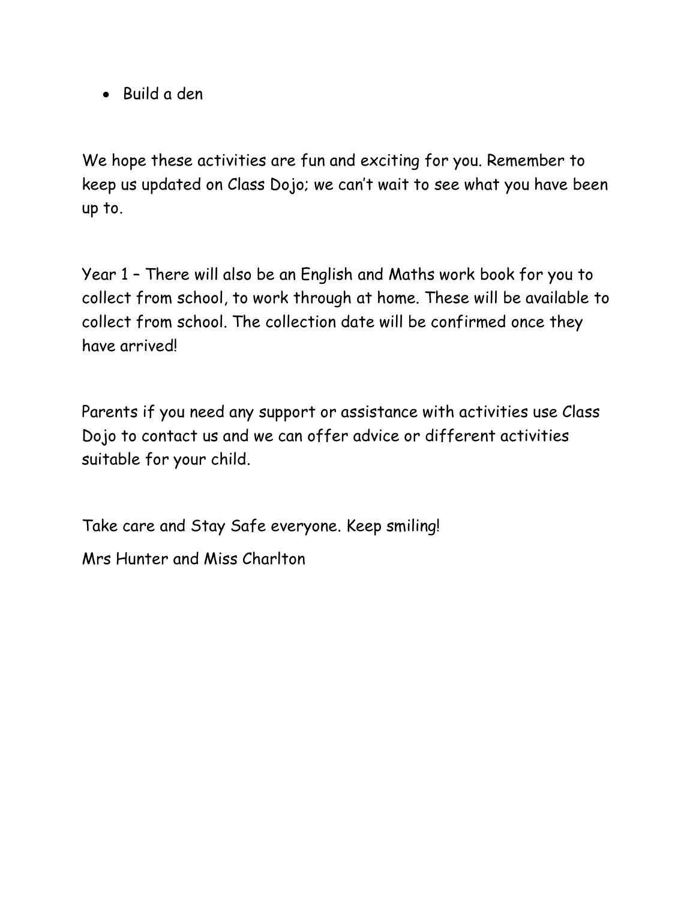- Build a den

We hope these activities are fun and exciting for you. Remember to keep us updated on Class Dojo; we can't wait to see what you have been up to.

Year 1 – There will also be an English and Maths work book for you to collect from school, to work through at home. These will be available to collect from school. The collection date will be confirmed once they have arrived!

Parents if you need any support or assistance with activities use Class Dojo to contact us and we can offer advice or different activities suitable for your child.

Take care and Stay Safe everyone. Keep smiling!

Mrs Hunter and Miss Charlton